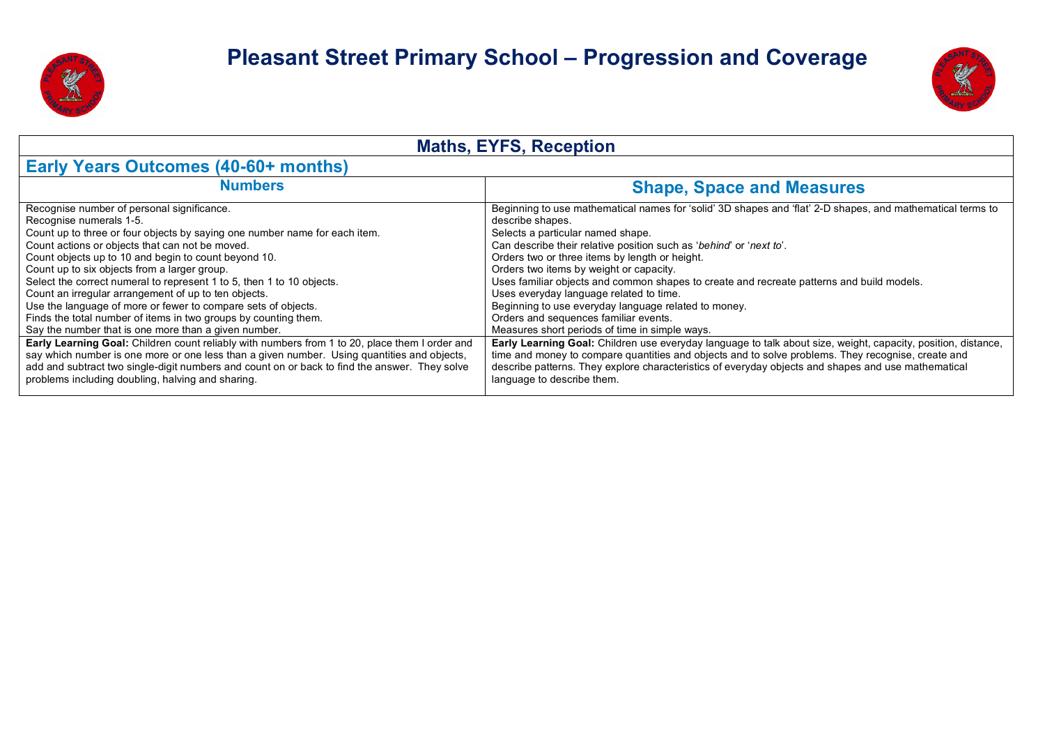# Pleasant Street Primary School – Progression and Coverage

## Maths, EYFS, Reception

### Early Years Outcomes (40-60+ months)

| Numbers | Shape, Space and Measures |
| --- | --- |
| Recognise number of personal significance.<br>Recognise numerals 1-5.<br>Count up to three or four objects by saying one number name for each item.<br>Count actions or objects that can not be moved.<br>Count objects up to 10 and begin to count beyond 10.<br>Count up to six objects from a larger group.<br>Select the correct numeral to represent 1 to 5, then 1 to 10 objects.<br>Count an irregular arrangement of up to ten objects.<br>Use the language of more or fewer to compare sets of objects.<br>Finds the total number of items in two groups by counting them.<br>Say the number that is one more than a given number. | Beginning to use mathematical names for 'solid' 3D shapes and 'flat' 2-D shapes, and mathematical terms to describe shapes.<br>Selects a particular named shape.<br>Can describe their relative position such as '*behind*' or '*next to*'.<br>Orders two or three items by length or height.<br>Orders two items by weight or capacity.<br>Uses familiar objects and common shapes to create and recreate patterns and build models.<br>Uses everyday language related to time.<br>Beginning to use everyday language related to money.<br>Orders and sequences familiar events.<br>Measures short periods of time in simple ways. |
| **Early Learning Goal:** Children count reliably with numbers from 1 to 20, place them I order and say which number is one more or one less than a given number. Using quantities and objects, add and subtract two single-digit numbers and count on or back to find the answer. They solve problems including doubling, halving and sharing. | **Early Learning Goal:** Children use everyday language to talk about size, weight, capacity, position, distance, time and money to compare quantities and objects and to solve problems. They recognise, create and describe patterns. They explore characteristics of everyday objects and shapes and use mathematical language to describe them. |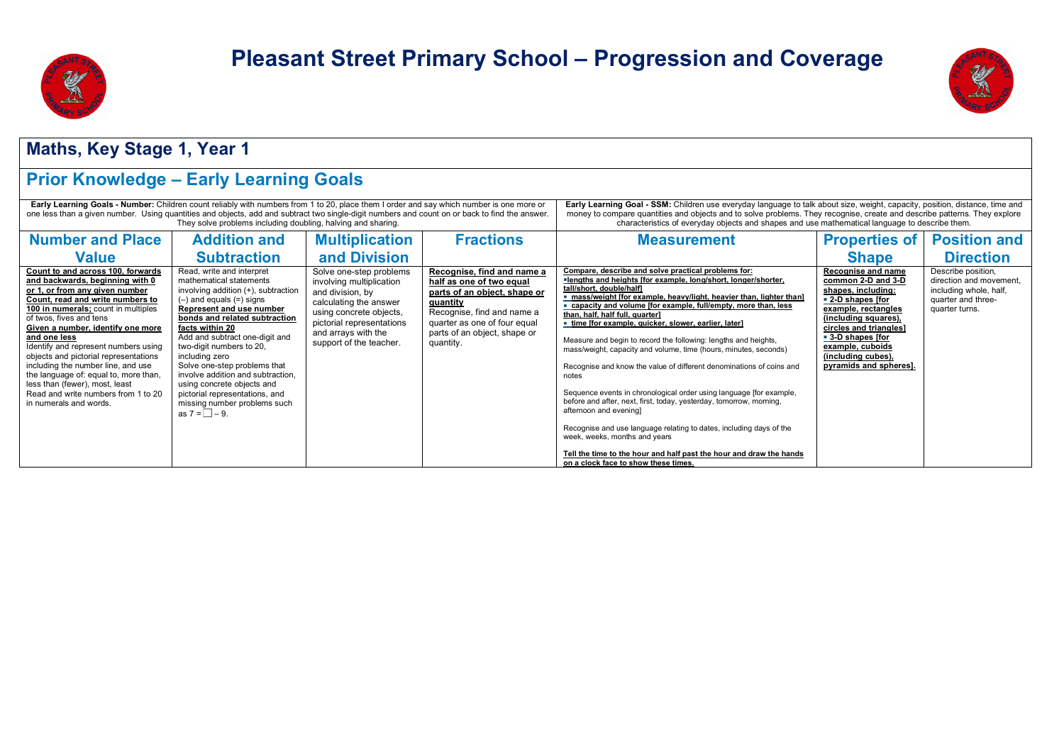# Pleasant Street Primary School – Progression and Coverage

## Maths, Key Stage 1, Year 1

## Prior Knowledge – Early Learning Goals

**Early Learning Goals - Number:** Children count reliably with numbers from 1 to 20, place them I order and say which number is one more or one less than a given number. Using quantities and objects, add and subtract two single-digit numbers and count on or back to find the answer. They solve problems including doubling, halving and sharing.

**Early Learning Goal - SSM:** Children use everyday language to talk about size, weight, capacity, position, distance, time and money to compare quantities and objects and to solve problems. They recognise, create and describe patterns. They explore characteristics of everyday objects and shapes and use mathematical language to describe them.

| Number and Place Value | Addition and Subtraction | Multiplication and Division | Fractions | Measurement | Properties of Shape | Position and Direction |
|---|---|---|---|---|---|---|
| **Count to and across 100, forwards and backwards, beginning with 0 or 1, or from any given number**<br>**Count, read and write numbers to 100 in numerals;** count in multiples of twos, fives and tens<br>**Given a number, identify one more and one less**<br>Identify and represent numbers using objects and pictorial representations including the number line, and use the language of: equal to, more than, less than (fewer), most, least<br>Read and write numbers from 1 to 20 in numerals and words. | Read, write and interpret mathematical statements involving addition (+), subtraction (–) and equals (=) signs<br>**Represent and use number bonds and related subtraction facts within 20**<br>Add and subtract one-digit and two-digit numbers to 20, including zero<br>Solve one-step problems that involve addition and subtraction, using concrete objects and pictorial representations, and missing number problems such as 7 = ☐ – 9. | Solve one-step problems involving multiplication and division, by calculating the answer using concrete objects, pictorial representations and arrays with the support of the teacher. | **Recognise, find and name a half as one of two equal parts of an object, shape or quantity**<br>Recognise, find and name a quarter as one of four equal parts of an object, shape or quantity. | **Compare, describe and solve practical problems for:**<br>**▪lengths and heights [for example, long/short, longer/shorter, tall/short, double/half]**<br>**▪ mass/weight [for example, heavy/light, heavier than, lighter than]**<br>**▪ capacity and volume [for example, full/empty, more than, less than, half, half full, quarter]**<br>**▪ time [for example, quicker, slower, earlier, later]**<br>Measure and begin to record the following: lengths and heights, mass/weight, capacity and volume, time (hours, minutes, seconds)<br>Recognise and know the value of different denominations of coins and notes<br>Sequence events in chronological order using language [for example, before and after, next, first, today, yesterday, tomorrow, morning, afternoon and evening]<br>Recognise and use language relating to dates, including days of the week, weeks, months and years<br>**Tell the time to the hour and half past the hour and draw the hands on a clock face to show these times.** | **Recognise and name common 2-D and 3-D shapes, including:**<br>**▪ 2-D shapes [for example, rectangles (including squares), circles and triangles]**<br>**▪ 3-D shapes [for example, cuboids (including cubes), pyramids and spheres].** | Describe position, direction and movement, including whole, half, quarter and three-quarter turns. |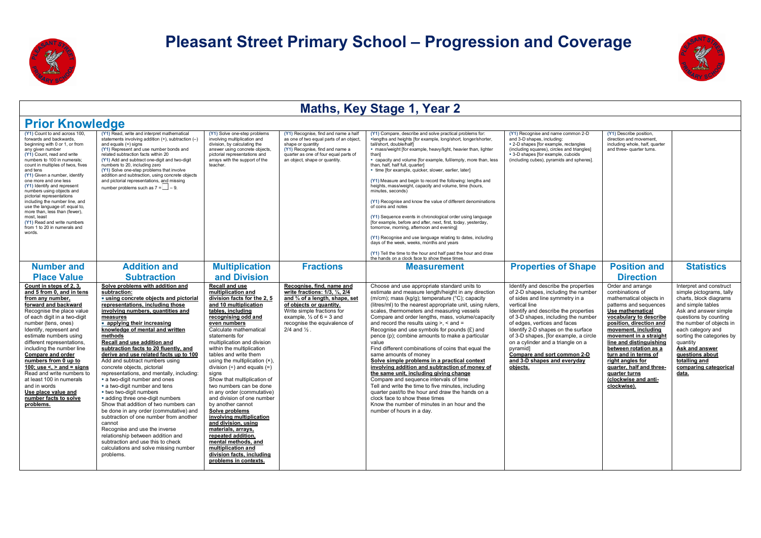# Pleasant Street Primary School – Progression and Coverage

## Maths, Key Stage 1, Year 2

## Prior Knowledge

| | | | | | | | |
|---|---|---|---|---|---|---|---|
| (Y1) Count to and across 100, forwards and backwards, beginning with 0 or 1, or from any given number<br>(Y1) Count, read and write numbers to 100 in numerals; count in multiples of twos, fives and tens<br>(Y1) Given a number, identify one more and one less<br>(Y1) Identify and represent numbers using objects and pictorial representations including the number line, and use the language of: equal to, more than, less than (fewer), most, least<br>(Y1) Read and write numbers from 1 to 20 in numerals and words. | (Y1) Read, write and interpret mathematical statements involving addition (+), subtraction (–) and equals (=) signs<br>(Y1) Represent and use number bonds and related subtraction facts within 20<br>(Y1) Add and subtract one-digit and two-digit numbers to 20, including zero<br>(Y1) Solve one-step problems that involve addition and subtraction, using concrete objects and pictorial representations, and missing number problems such as 7 = ☐ – 9. | (Y1) Solve one-step problems involving multiplication and division, by calculating the answer using concrete objects, pictorial representations and arrays with the support of the teacher. | (Y1) Recognise, find and name a half as one of two equal parts of an object, shape or quantity<br>(Y1) Recognise, find and name a quarter as one of four equal parts of an object, shape or quantity. | (Y1) Compare, describe and solve practical problems for:<br>▪lengths and heights [for example, long/short, longer/shorter, tall/short, double/half]<br>▪ mass/weight [for example, heavy/light, heavier than, lighter than]<br>▪ capacity and volume [for example, full/empty, more than, less than, half, half full, quarter]<br>▪ time [for example, quicker, slower, earlier, later]<br>(Y1) Measure and begin to record the following: lengths and heights, mass/weight, capacity and volume, time (hours, minutes, seconds)<br>(Y1) Recognise and know the value of different denominations of coins and notes<br>(Y1) Sequence events in chronological order using language [for example, before and after, next, first, today, yesterday, tomorrow, morning, afternoon and evening]<br>(Y1) Recognise and use language relating to dates, including days of the week, weeks, months and years<br>(Y1) Tell the time to the hour and half past the hour and draw the hands on a clock face to show these times. | (Y1) Recognise and name common 2-D and 3-D shapes, including:<br>▪ 2-D shapes [for example, rectangles (including squares), circles and triangles]<br>▪ 3-D shapes [for example, cuboids (including cubes), pyramids and spheres]. | (Y1) Describe position, direction and movement, including whole, half, quarter and three- quarter turns. | |

| Number and Place Value | Addition and Subtraction | Multiplication and Division | Fractions | Measurement | Properties of Shape | Position and Direction | Statistics |
|---|---|---|---|---|---|---|---|
| **Count in steps of 2, 3, and 5 from 0, and in tens from any number, forward and backward**<br>Recognise the place value of each digit in a two-digit number (tens, ones)<br>Identify, represent and estimate numbers using different representations, including the number line<br>**Compare and order numbers from 0 up to 100; use <, > and = signs**<br>Read and write numbers to at least 100 in numerals and in words<br>**Use place value and number facts to solve problems.** | **Solve problems with addition and subtraction:**<br>**▪ using concrete objects and pictorial representations, including those involving numbers, quantities and measures**<br>**▪ applying their increasing knowledge of mental and written methods**<br>**Recall and use addition and subtraction facts to 20 fluently, and derive and use related facts up to 100**<br>Add and subtract numbers using concrete objects, pictorial representations, and mentally, including:<br>▪ a two-digit number and ones<br>▪ a two-digit number and tens<br>▪ two two-digit numbers<br>▪ adding three one-digit numbers<br>Show that addition of two numbers can be done in any order (commutative) and subtraction of one number from another cannot<br>Recognise and use the inverse relationship between addition and subtraction and use this to check calculations and solve missing number problems. | **Recall and use multiplication and division facts for the 2, 5 and 10 multiplication tables, including recognising odd and even numbers**<br>Calculate mathematical statements for multiplication and division within the multiplication tables and write them using the multiplication (×), division (÷) and equals (=) signs<br>Show that multiplication of two numbers can be done in any order (commutative) and division of one number by another cannot<br>**Solve problems involving multiplication and division, using materials, arrays, repeated addition, mental methods, and multiplication and division facts, including problems in contexts.** | **Recognise, find, name and write fractions: 1/3, ¼, 2/4 and ¾ of a length, shape, set of objects or quantity.**<br>Write simple fractions for example, ½ of 6 = 3 and recognise the equivalence of 2/4 and ½ . | Choose and use appropriate standard units to estimate and measure length/height in any direction (m/cm); mass (kg/g); temperature (°C); capacity (litres/ml) to the nearest appropriate unit, using rulers, scales, thermometers and measuring vessels<br>Compare and order lengths, mass, volume/capacity and record the results using >, < and =<br>Recognise and use symbols for pounds (£) and pence (p); combine amounts to make a particular value<br>Find different combinations of coins that equal the same amounts of money<br>**Solve simple problems in a practical context involving addition and subtraction of money of the same unit, including giving change**<br>Compare and sequence intervals of time<br>Tell and write the time to five minutes, including quarter past/to the hour and draw the hands on a clock face to show these times<br>Know the number of minutes in an hour and the number of hours in a day. | Identify and describe the properties of 2-D shapes, including the number of sides and line symmetry in a vertical line<br>Identify and describe the properties of 3-D shapes, including the number of edges, vertices and faces<br>Identify 2-D shapes on the surface of 3-D shapes, [for example, a circle on a cylinder and a triangle on a pyramid]<br>**Compare and sort common 2-D and 3-D shapes and everyday objects.** | Order and arrange combinations of mathematical objects in patterns and sequences<br>**Use mathematical vocabulary to describe position, direction and movement, including movement in a straight line and distinguishing between rotation as a turn and in terms of right angles for quarter, half and three-quarter turns (clockwise and anti-clockwise).** | Interpret and construct simple pictograms, tally charts, block diagrams and simple tables<br>Ask and answer simple questions by counting the number of objects in each category and sorting the categories by quantity<br>**Ask and answer questions about totalling and comparing categorical data.** |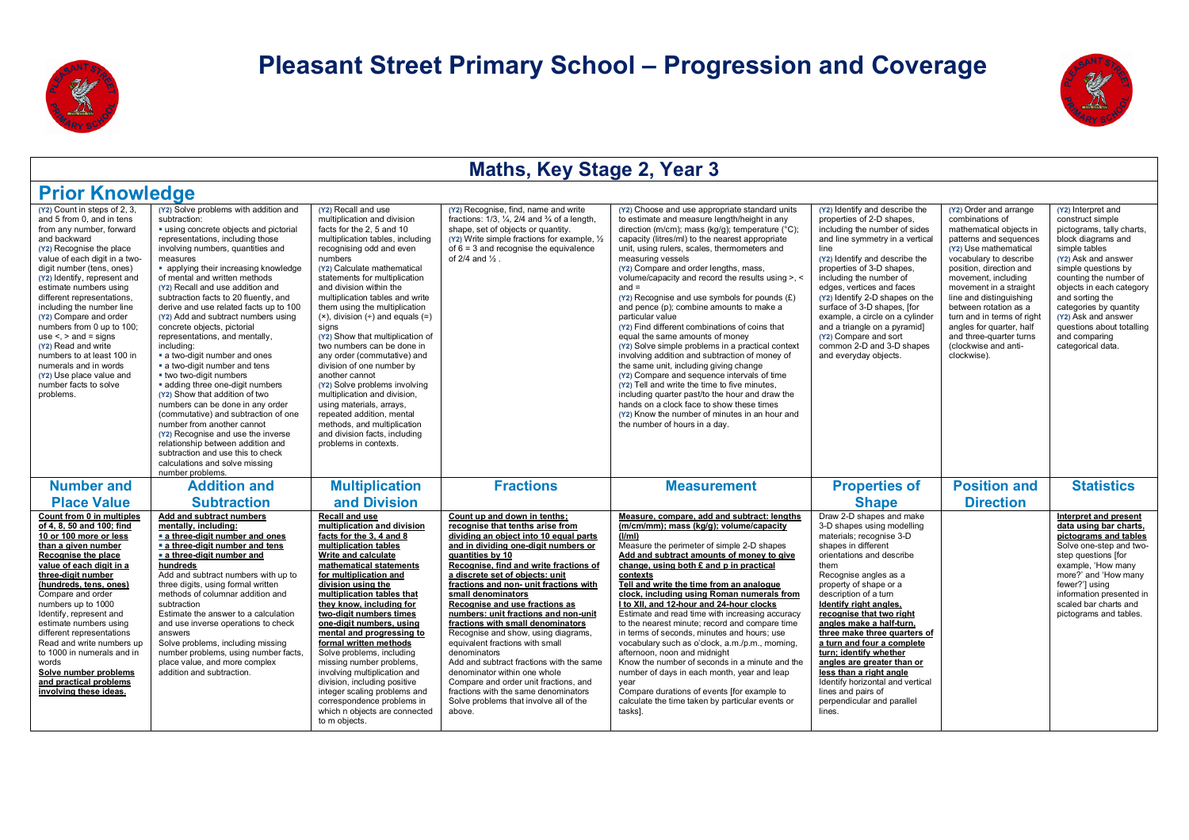# Pleasant Street Primary School – Progression and Coverage

## Maths, Key Stage 2, Year 3

### Prior Knowledge

| | | | | | | | |
|---|---|---|---|---|---|---|---|
| (Y2) Count in steps of 2, 3, and 5 from 0, and in tens from any number, forward and backward<br>(Y2) Recognise the place value of each digit in a two-digit number (tens, ones)<br>(Y2) Identify, represent and estimate numbers using different representations, including the number line<br>(Y2) Compare and order numbers from 0 up to 100; use <, > and = signs<br>(Y2) Read and write numbers to at least 100 in numerals and in words<br>(Y2) Use place value and number facts to solve problems. | (Y2) Solve problems with addition and subtraction:<br>▪ using concrete objects and pictorial representations, including those involving numbers, quantities and measures<br>▪ applying their increasing knowledge of mental and written methods<br>(Y2) Recall and use addition and subtraction facts to 20 fluently, and derive and use related facts up to 100<br>(Y2) Add and subtract numbers using concrete objects, pictorial representations, and mentally, including:<br>▪ a two-digit number and ones<br>▪ a two-digit number and tens<br>▪ two two-digit numbers<br>▪ adding three one-digit numbers<br>(Y2) Show that addition of two numbers can be done in any order (commutative) and subtraction of one number from another cannot<br>(Y2) Recognise and use the inverse relationship between addition and subtraction and use this to check calculations and solve missing number problems. | (Y2) Recall and use multiplication and division facts for the 2, 5 and 10 multiplication tables, including recognising odd and even numbers<br>(Y2) Calculate mathematical statements for multiplication and division within the multiplication tables and write them using the multiplication (×), division (÷) and equals (=) signs<br>(Y2) Show that multiplication of two numbers can be done in any order (commutative) and division of one number by another cannot<br>(Y2) Solve problems involving multiplication and division, using materials, arrays, repeated addition, mental methods, and multiplication and division facts, including problems in contexts. | (Y2) Recognise, find, name and write fractions: 1/3, ¼, 2/4 and ¾ of a length, shape, set of objects or quantity.<br>(Y2) Write simple fractions for example, ½ of 6 = 3 and recognise the equivalence of 2/4 and ½ . | (Y2) Choose and use appropriate standard units to estimate and measure length/height in any direction (m/cm); mass (kg/g); temperature (°C); capacity (litres/ml) to the nearest appropriate unit, using rulers, scales, thermometers and measuring vessels<br>(Y2) Compare and order lengths, mass, volume/capacity and record the results using >, < and =<br>(Y2) Recognise and use symbols for pounds (£) and pence (p); combine amounts to make a particular value<br>(Y2) Find different combinations of coins that equal the same amounts of money<br>(Y2) Solve simple problems in a practical context involving addition and subtraction of money of the same unit, including giving change<br>(Y2) Compare and sequence intervals of time<br>(Y2) Tell and write the time to five minutes, including quarter past/to the hour and draw the hands on a clock face to show these times<br>(Y2) Know the number of minutes in an hour and the number of hours in a day. | (Y2) Identify and describe the properties of 2-D shapes, including the number of sides and line symmetry in a vertical line<br>(Y2) Identify and describe the properties of 3-D shapes, including the number of edges, vertices and faces<br>(Y2) Identify 2-D shapes on the surface of 3-D shapes, [for example, a circle on a cylinder and a triangle on a pyramid]<br>(Y2) Compare and sort common 2-D and 3-D shapes and everyday objects. | (Y2) Order and arrange combinations of mathematical objects in patterns and sequences<br>(Y2) Use mathematical vocabulary to describe position, direction and movement, including movement in a straight line and distinguishing between rotation as a turn and in terms of right angles for quarter, half and three-quarter turns (clockwise and anti-clockwise). | (Y2) Interpret and construct simple pictograms, tally charts, block diagrams and simple tables<br>(Y2) Ask and answer simple questions by counting the number of objects in each category and sorting the categories by quantity<br>(Y2) Ask and answer questions about totalling and comparing categorical data. |
| **Number and Place Value** | **Addition and Subtraction** | **Multiplication and Division** | **Fractions** | **Measurement** | **Properties of Shape** | **Position and Direction** | **Statistics** |
| **Count from 0 in multiples of 4, 8, 50 and 100; find 10 or 100 more or less than a given number**<br>**Recognise the place value of each digit in a three-digit number (hundreds, tens, ones)**<br>Compare and order numbers up to 1000<br>Identify, represent and estimate numbers using different representations<br>Read and write numbers up to 1000 in numerals and in words<br>**Solve number problems and practical problems involving these ideas.** | **Add and subtract numbers mentally, including:**<br>▪ **a three-digit number and ones**<br>▪ **a three-digit number and tens**<br>▪ **a three-digit number and hundreds**<br>Add and subtract numbers with up to three digits, using formal written methods of columnar addition and subtraction<br>Estimate the answer to a calculation and use inverse operations to check answers<br>Solve problems, including missing number problems, using number facts, place value, and more complex addition and subtraction. | **Recall and use multiplication and division facts for the 3, 4 and 8 multiplication tables**<br>**Write and calculate mathematical statements for multiplication and division using the multiplication tables that they know, including for two-digit numbers times one-digit numbers, using mental and progressing to formal written methods**<br>Solve problems, including missing number problems, involving multiplication and division, including positive integer scaling problems and correspondence problems in which n objects are connected to m objects. | **Count up and down in tenths; recognise that tenths arise from dividing an object into 10 equal parts and in dividing one-digit numbers or quantities by 10**<br>**Recognise, find and write fractions of a discrete set of objects: unit fractions and non- unit fractions with small denominators**<br>**Recognise and use fractions as numbers: unit fractions and non-unit fractions with small denominators**<br>Recognise and show, using diagrams, equivalent fractions with small denominators<br>Add and subtract fractions with the same denominator within one whole<br>Compare and order unit fractions, and fractions with the same denominators<br>Solve problems that involve all of the above. | **Measure, compare, add and subtract: lengths (m/cm/mm); mass (kg/g); volume/capacity (l/ml)**<br>Measure the perimeter of simple 2-D shapes<br>**Add and subtract amounts of money to give change, using both £ and p in practical contexts**<br>**Tell and write the time from an analogue clock, including using Roman numerals from I to XII, and 12-hour and 24-hour clocks**<br>Estimate and read time with increasing accuracy to the nearest minute; record and compare time in terms of seconds, minutes and hours; use vocabulary such as o'clock, a.m./p.m., morning, afternoon, noon and midnight<br>Know the number of seconds in a minute and the number of days in each month, year and leap year<br>Compare durations of events [for example to calculate the time taken by particular events or tasks]. | Draw 2-D shapes and make 3-D shapes using modelling materials; recognise 3-D shapes in different orientations and describe them<br>Recognise angles as a property of shape or a description of a turn<br>**Identify right angles, recognise that two right angles make a half-turn, three make three quarters of a turn and four a complete turn; identify whether angles are greater than or less than a right angle**<br>Identify horizontal and vertical lines and pairs of perpendicular and parallel lines. | | **Interpret and present data using bar charts, pictograms and tables**<br>Solve one-step and two-step questions [for example, 'How many more?' and 'How many fewer?'] using information presented in scaled bar charts and pictograms and tables. |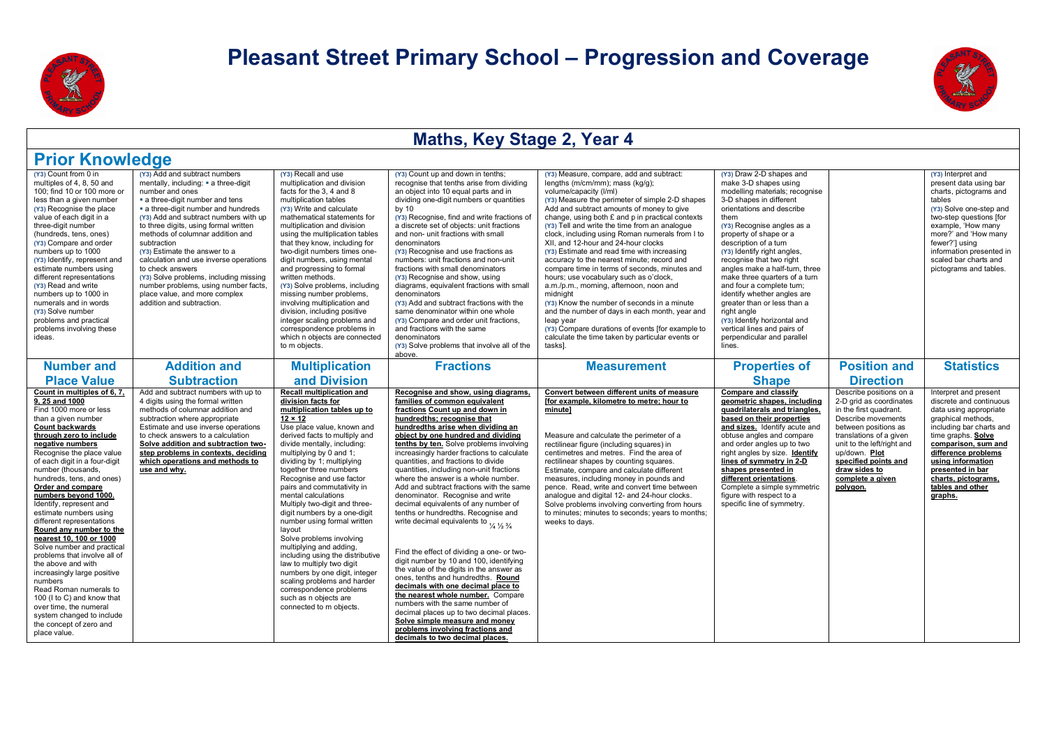# Pleasant Street Primary School – Progression and Coverage

## Maths, Key Stage 2, Year 4

## Prior Knowledge

| | | | | | | | |
|---|---|---|---|---|---|---|---|
| (Y3) Count from 0 in multiples of 4, 8, 50 and 100; find 10 or 100 more or less than a given number<br>(Y3) Recognise the place value of each digit in a three-digit number (hundreds, tens, ones)<br>(Y3) Compare and order numbers up to 1000<br>(Y3) Identify, represent and estimate numbers using different representations<br>(Y3) Read and write numbers up to 1000 in numerals and in words<br>(Y3) Solve number problems and practical problems involving these ideas. | (Y3) Add and subtract numbers mentally, including: ▪ a three-digit number and ones<br>▪ a three-digit number and tens<br>▪ a three-digit number and hundreds<br>(Y3) Add and subtract numbers with up to three digits, using formal written methods of columnar addition and subtraction<br>(Y3) Estimate the answer to a calculation and use inverse operations to check answers<br>(Y3) Solve problems, including missing number problems, using number facts, place value, and more complex addition and subtraction. | (Y3) Recall and use multiplication and division facts for the 3, 4 and 8 multiplication tables<br>(Y3) Write and calculate mathematical statements for multiplication and division using the multiplication tables that they know, including for two-digit numbers times one-digit numbers, using mental and progressing to formal written methods.<br>(Y3) Solve problems, including missing number problems, involving multiplication and division, including positive integer scaling problems and correspondence problems in which n objects are connected to m objects. | (Y3) Count up and down in tenths; recognise that tenths arise from dividing an object into 10 equal parts and in dividing one-digit numbers or quantities by 10<br>(Y3) Recognise, find and write fractions of a discrete set of objects: unit fractions and non- unit fractions with small denominators<br>(Y3) Recognise and use fractions as numbers: unit fractions and non-unit fractions with small denominators<br>(Y3) Recognise and show, using diagrams, equivalent fractions with small denominators<br>(Y3) Add and subtract fractions with the same denominator within one whole<br>(Y3) Compare and order unit fractions, and fractions with the same denominators<br>(Y3) Solve problems that involve all of the above. | (Y3) Measure, compare, add and subtract: lengths (m/cm/mm); mass (kg/g); volume/capacity (l/ml)<br>(Y3) Measure the perimeter of simple 2-D shapes Add and subtract amounts of money to give change, using both £ and p in practical contexts<br>(Y3) Tell and write the time from an analogue clock, including using Roman numerals from I to XII, and 12-hour and 24-hour clocks<br>(Y3) Estimate and read time with increasing accuracy to the nearest minute; record and compare time in terms of seconds, minutes and hours; use vocabulary such as o'clock, a.m./p.m., morning, afternoon, noon and midnight<br>(Y3) Know the number of seconds in a minute and the number of days in each month, year and leap year<br>(Y3) Compare durations of events [for example to calculate the time taken by particular events or tasks]. | (Y3) Draw 2-D shapes and make 3-D shapes using modelling materials; recognise 3-D shapes in different orientations and describe them<br>(Y3) Recognise angles as a property of shape or a description of a turn<br>(Y3) Identify right angles, recognise that two right angles make a half-turn, three make three quarters of a turn and four a complete turn; identify whether angles are greater than or less than a right angle<br>(Y3) Identify horizontal and vertical lines and pairs of perpendicular and parallel lines. | | (Y3) Interpret and present data using bar charts, pictograms and tables<br>(Y3) Solve one-step and two-step questions [for example, 'How many more?' and 'How many fewer?'] using information presented in scaled bar charts and pictograms and tables. |
| **Number and Place Value** | **Addition and Subtraction** | **Multiplication and Division** | **Fractions** | **Measurement** | **Properties of Shape** | **Position and Direction** | **Statistics** |
| **Count in multiples of 6, 7, 9, 25 and 1000**<br>Find 1000 more or less than a given number<br>**Count backwards through zero to include negative numbers**<br>Recognise the place value of each digit in a four-digit number (thousands, hundreds, tens, and ones)<br>**Order and compare numbers beyond 1000.**<br>Identify, represent and estimate numbers using different representations<br>**Round any number to the nearest 10, 100 or 1000**<br>Solve number and practical problems that involve all of the above and with increasingly large positive numbers<br>Read Roman numerals to 100 (I to C) and know that over time, the numeral system changed to include the concept of zero and place value. | Add and subtract numbers with up to 4 digits using the formal written methods of columnar addition and subtraction where appropriate<br>Estimate and use inverse operations to check answers to a calculation<br>**Solve addition and subtraction two-step problems in contexts, deciding which operations and methods to use and why.** | **Recall multiplication and division facts for multiplication tables up to 12 × 12**<br>Use place value, known and derived facts to multiply and divide mentally, including: multiplying by 0 and 1; dividing by 1; multiplying together three numbers<br>Recognise and use factor pairs and commutativity in mental calculations<br>Multiply two-digit and three-digit numbers by a one-digit number using formal written layout<br>Solve problems involving multiplying and adding, including using the distributive law to multiply two digit numbers by one digit, integer scaling problems and harder correspondence problems such as n objects are connected to m objects. | **Recognise and show, using diagrams, families of common equivalent fractions Count up and down in hundredths; recognise that hundredths arise when dividing an object by one hundred and dividing tenths by ten.** Solve problems involving increasingly harder fractions to calculate quantities, and fractions to divide quantities, including non-unit fractions where the answer is a whole number.<br>Add and subtract fractions with the same denominator. Recognise and write decimal equivalents of any number of tenths or hundredths. Recognise and write decimal equivalents to ¼ ½ ¾<br><br>Find the effect of dividing a one- or two-digit number by 10 and 100, identifying the value of the digits in the answer as ones, tenths and hundredths. **Round decimals with one decimal place to the nearest whole number.** Compare numbers with the same number of decimal places up to two decimal places.<br>**Solve simple measure and money problems involving fractions and decimals to two decimal places.** | **Convert between different units of measure [for example, kilometre to metre; hour to minute]**<br><br>Measure and calculate the perimeter of a rectilinear figure (including squares) in centimetres and metres. Find the area of rectilinear shapes by counting squares.<br>Estimate, compare and calculate different measures, including money in pounds and pence. Read, write and convert time between analogue and digital 12- and 24-hour clocks.<br>Solve problems involving converting from hours to minutes; minutes to seconds; years to months; weeks to days. | **Compare and classify geometric shapes, including quadrilaterals and triangles, based on their properties and sizes.** Identify acute and obtuse angles and compare and order angles up to two right angles by size. **Identify lines of symmetry in 2-D shapes presented in different orientations.**<br>Complete a simple symmetric figure with respect to a specific line of symmetry. | Describe positions on a 2-D grid as coordinates in the first quadrant.<br>Describe movements between positions as translations of a given unit to the left/right and up/down. **Plot specified points and draw sides to complete a given polygon.** | Interpret and present discrete and continuous data using appropriate graphical methods, including bar charts and time graphs. **Solve comparison, sum and difference problems using information presented in bar charts, pictograms, tables and other graphs.** |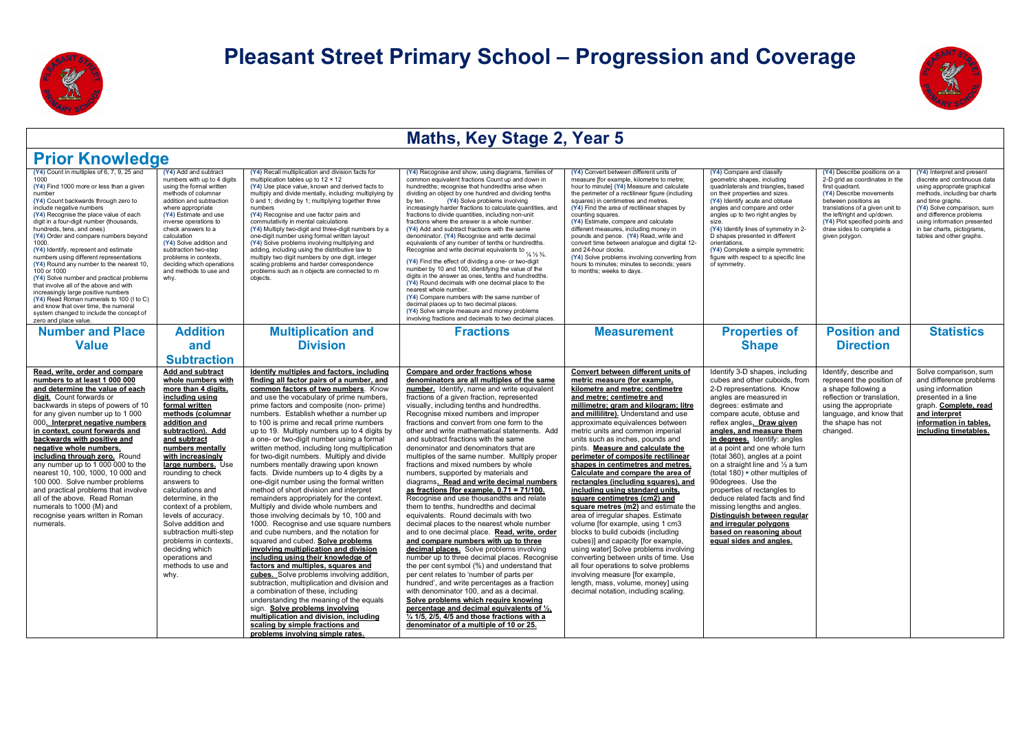# Pleasant Street Primary School – Progression and Coverage

## Maths, Key Stage 2, Year 5

## Prior Knowledge

| | | | | | | | |
|---|---|---|---|---|---|---|---|
| (Y4) Count in multiples of 6, 7, 9, 25 and 1000<br>(Y4) Find 1000 more or less than a given number<br>(Y4) Count backwards through zero to include negative numbers<br>(Y4) Recognise the place value of each digit in a four-digit number (thousands, hundreds, tens, and ones)<br>(Y4) Order and compare numbers beyond 1000.<br>(Y4) Identify, represent and estimate numbers using different representations<br>(Y4) Round any number to the nearest 10, 100 or 1000<br>(Y4) Solve number and practical problems that involve all of the above and with increasingly large positive numbers<br>(Y4) Read Roman numerals to 100 (I to C) and know that over time, the numeral system changed to include the concept of zero and place value. | (Y4) Add and subtract numbers with up to 4 digits using the formal written methods of columnar addition and subtraction where appropriate<br>(Y4) Estimate and use inverse operations to check answers to a calculation<br>(Y4) Solve addition and subtraction two-step problems in contexts, deciding which operations and methods to use and why. | (Y4) Recall multiplication and division facts for multiplication tables up to 12 × 12<br>(Y4) Use place value, known and derived facts to multiply and divide mentally, including: multiplying by 0 and 1; dividing by 1; multiplying together three numbers<br>(Y4) Recognise and use factor pairs and commutativity in mental calculations<br>(Y4) Multiply two-digit and three-digit numbers by a one-digit number using formal written layout<br>(Y4) Solve problems involving multiplying and adding, including using the distributive law to multiply two digit numbers by one digit, integer scaling problems and harder correspondence problems such as n objects are connected to m objects. | (Y4) Recognise and show, using diagrams, families of common equivalent fractions Count up and down in hundredths; recognise that hundredths arise when dividing an object by one hundred and dividing tenths by ten. (Y4) Solve problems involving increasingly harder fractions to calculate quantities, and fractions to divide quantities, including non-unit fractions where the answer is a whole number.<br>(Y4) Add and subtract fractions with the same denominator. (Y4) Recognise and write decimal equivalents of any number of tenths or hundredths. Recognise and write decimal equivalents to ¼ ½ ¾.<br>(Y4) Find the effect of dividing a one- or two-digit number by 10 and 100, identifying the value of the digits in the answer as ones, tenths and hundredths.<br>(Y4) Round decimals with one decimal place to the nearest whole number.<br>(Y4) Compare numbers with the same number of decimal places up to two decimal places.<br>(Y4) Solve simple measure and money problems involving fractions and decimals to two decimal places. | (Y4) Convert between different units of measure [for example, kilometre to metre; hour to minute] (Y4) Measure and calculate the perimeter of a rectilinear figure (including squares) in centimetres and metres.<br>(Y4) Find the area of rectilinear shapes by counting squares.<br>(Y4) Estimate, compare and calculate different measures, including money in pounds and pence. (Y4) Read, write and convert time between analogue and digital 12- and 24-hour clocks.<br>(Y4) Solve problems involving converting from hours to minutes; minutes to seconds; years to months; weeks to days. | (Y4) Compare and classify geometric shapes, including quadrilaterals and triangles, based on their properties and sizes.<br>(Y4) Identify acute and obtuse angles and compare and order angles up to two right angles by size.<br>(Y4) Identify lines of symmetry in 2-D shapes presented in different orientations.<br>(Y4) Complete a simple symmetric figure with respect to a specific line of symmetry. | (Y4) Describe positions on a 2-D grid as coordinates in the first quadrant.<br>(Y4) Describe movements between positions as translations of a given unit to the left/right and up/down.<br>(Y4) Plot specified points and draw sides to complete a given polygon. | (Y4) Interpret and present discrete and continuous data using appropriate graphical methods, including bar charts and time graphs.<br>(Y4) Solve comparison, sum and difference problems using information presented in bar charts, pictograms, tables and other graphs. |
| **Number and Place Value** | **Addition and Subtraction** | **Multiplication and Division** | **Fractions** | **Measurement** | **Properties of Shape** | **Position and Direction** | **Statistics** |
| **Read, write, order and compare numbers to at least 1 000 000 and determine the value of each digit.** Count forwards or backwards in steps of powers of 10 for any given number up to 1 000 000**. Interpret negative numbers in context, count forwards and backwards with positive and negative whole numbers, including through zero.** Round any number up to 1 000 000 to the nearest 10, 100, 1000, 10 000 and 100 000. Solve number problems and practical problems that involve all of the above. Read Roman numerals to 1000 (M) and recognise years written in Roman numerals. | **Add and subtract whole numbers with more than 4 digits, including using formal written methods (columnar addition and subtraction). Add and subtract numbers mentally with increasingly large numbers.** Use rounding to check answers to calculations and determine, in the context of a problem, levels of accuracy. Solve addition and subtraction multi-step problems in contexts, deciding which operations and methods to use and why. | **Identify multiples and factors, including finding all factor pairs of a number, and common factors of two numbers**. Know and use the vocabulary of prime numbers, prime factors and composite (non- prime) numbers. Establish whether a number up to 100 is prime and recall prime numbers up to 19. Multiply numbers up to 4 digits by a one- or two-digit number using a formal written method, including long multiplication for two-digit numbers. Multiply and divide numbers mentally drawing upon known facts. Divide numbers up to 4 digits by a one-digit number using the formal written method of short division and interpret remainders appropriately for the context. Multiply and divide whole numbers and those involving decimals by 10, 100 and 1000. Recognise and use square numbers and cube numbers, and the notation for squared and cubed. **Solve problems involving multiplication and division including using their knowledge of factors and multiples, squares and cubes.** Solve problems involving addition, subtraction, multiplication and division and a combination of these, including understanding the meaning of the equals sign. **Solve problems involving multiplication and division, including scaling by simple fractions and problems involving simple rates.** | **Compare and order fractions whose denominators are all multiples of the same number.** Identify, name and write equivalent fractions of a given fraction, represented visually, including tenths and hundredths. Recognise mixed numbers and improper fractions and convert from one form to the other and write mathematical statements. Add and subtract fractions with the same denominator and denominators that are multiples of the same number. Multiply proper fractions and mixed numbers by whole numbers, supported by materials and diagrams**. Read and write decimal numbers as fractions [for example, 0.71 = 71/100.** Recognise and use thousandths and relate them to tenths, hundredths and decimal equivalents. Round decimals with two decimal places to the nearest whole number and to one decimal place. **Read, write, order and compare numbers with up to three decimal places.** Solve problems involving number up to three decimal places. Recognise the per cent symbol (%) and understand that per cent relates to 'number of parts per hundred', and write percentages as a fraction with denominator 100, and as a decimal. **Solve problems which require knowing percentage and decimal equivalents of ½, ¼ 1/5, 2/5, 4/5 and those fractions with a denominator of a multiple of 10 or 25.** | **Convert between different units of metric measure (for example, kilometre and metre; centimetre and metre; centimetre and millimetre; gram and kilogram; litre and millilitre).** Understand and use approximate equivalences between metric units and common imperial units such as inches, pounds and pints. **Measure and calculate the perimeter of composite rectilinear shapes in centimetres and metres. Calculate and compare the area of rectangles (including squares), and including using standard units, square centimetres (cm2) and square metres (m2)** and estimate the area of irregular shapes. Estimate volume [for example, using 1 cm3 blocks to build cuboids (including cubes)] and capacity [for example, using water] Solve problems involving converting between units of time. Use all four operations to solve problems involving measure [for example, length, mass, volume, money] using decimal notation, including scaling. | Identify 3-D shapes, including cubes and other cuboids, from 2-D representations. Know angles are measured in degrees: estimate and compare acute, obtuse and reflex angles**. Draw given angles, and measure them in degrees.** Identify: angles at a point and one whole turn (total 360), angles at a point on a straight line and ½ a turn (total 180) • other multiples of 90degrees. Use the properties of rectangles to deduce related facts and find missing lengths and angles. **Distinguish between regular and irregular polygons based on reasoning about equal sides and angles.** | Identify, describe and represent the position of a shape following a reflection or translation, using the appropriate language, and know that the shape has not changed. | Solve comparison, sum and difference problems using information presented in a line graph. **Complete, read and interpret information in tables, including timetables.** |